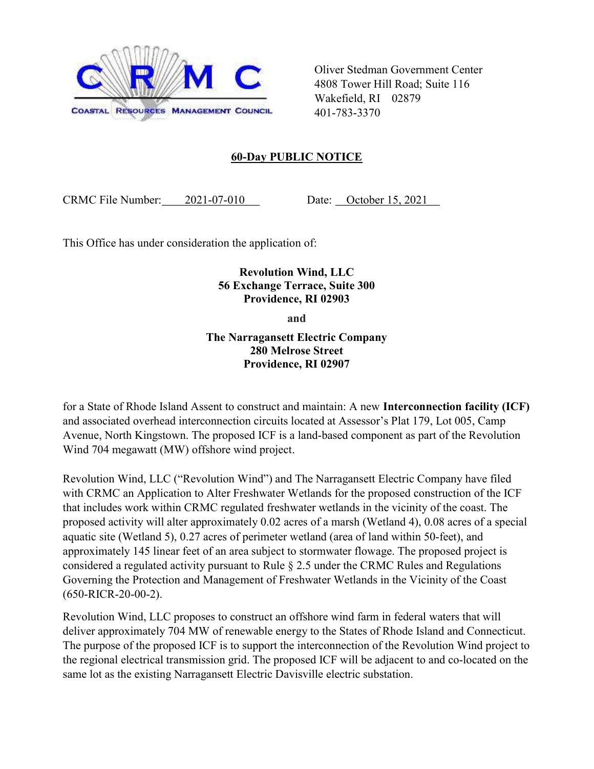CRMC
COASTAL RESOURCES MANAGEMENT COUNCIL

Oliver Stedman Government Center
4808 Tower Hill Road; Suite 116
Wakefield, RI 02879
401-783-3370

## 60-Day PUBLIC NOTICE

CRMC File Number: 2021-07-010 Date: October 15, 2021

This Office has under consideration the application of:

**Revolution Wind, LLC**
**56 Exchange Terrace, Suite 300**
**Providence, RI 02903**

**and**

**The Narragansett Electric Company**
**280 Melrose Street**
**Providence, RI 02907**

for a State of Rhode Island Assent to construct and maintain: A new **Interconnection facility (ICF)** and associated overhead interconnection circuits located at Assessor's Plat 179, Lot 005, Camp Avenue, North Kingstown. The proposed ICF is a land-based component as part of the Revolution Wind 704 megawatt (MW) offshore wind project.

Revolution Wind, LLC ("Revolution Wind") and The Narragansett Electric Company have filed with CRMC an Application to Alter Freshwater Wetlands for the proposed construction of the ICF that includes work within CRMC regulated freshwater wetlands in the vicinity of the coast. The proposed activity will alter approximately 0.02 acres of a marsh (Wetland 4), 0.08 acres of a special aquatic site (Wetland 5), 0.27 acres of perimeter wetland (area of land within 50-feet), and approximately 145 linear feet of an area subject to stormwater flowage. The proposed project is considered a regulated activity pursuant to Rule § 2.5 under the CRMC Rules and Regulations Governing the Protection and Management of Freshwater Wetlands in the Vicinity of the Coast (650-RICR-20-00-2).

Revolution Wind, LLC proposes to construct an offshore wind farm in federal waters that will deliver approximately 704 MW of renewable energy to the States of Rhode Island and Connecticut. The purpose of the proposed ICF is to support the interconnection of the Revolution Wind project to the regional electrical transmission grid. The proposed ICF will be adjacent to and co-located on the same lot as the existing Narragansett Electric Davisville electric substation.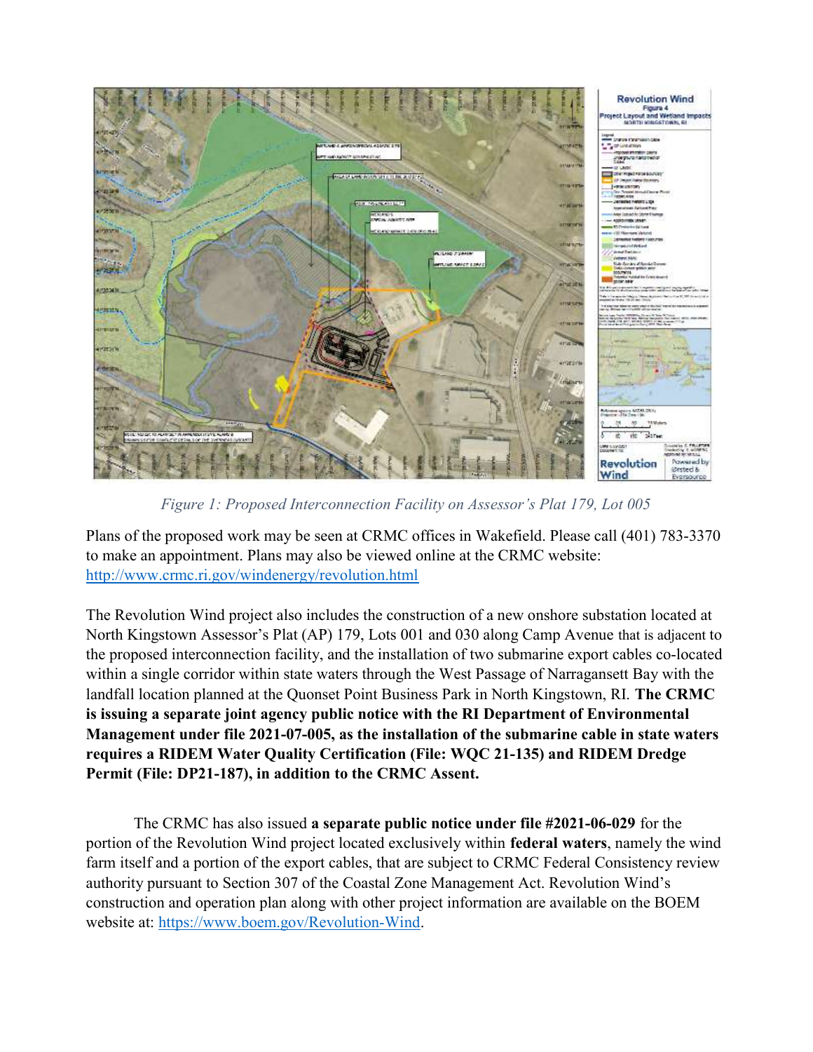*Figure 1: Proposed Interconnection Facility on Assessor's Plat 179, Lot 005*

Plans of the proposed work may be seen at CRMC offices in Wakefield. Please call (401) 783-3370 to make an appointment. Plans may also be viewed online at the CRMC website: http://www.crmc.ri.gov/windenergy/revolution.html

The Revolution Wind project also includes the construction of a new onshore substation located at North Kingstown Assessor's Plat (AP) 179, Lots 001 and 030 along Camp Avenue that is adjacent to the proposed interconnection facility, and the installation of two submarine export cables co-located within a single corridor within state waters through the West Passage of Narragansett Bay with the landfall location planned at the Quonset Point Business Park in North Kingstown, RI. **The CRMC is issuing a separate joint agency public notice with the RI Department of Environmental Management under file 2021-07-005, as the installation of the submarine cable in state waters requires a RIDEM Water Quality Certification (File: WQC 21-135) and RIDEM Dredge Permit (File: DP21-187), in addition to the CRMC Assent.**

The CRMC has also issued **a separate public notice under file #2021-06-029** for the portion of the Revolution Wind project located exclusively within **federal waters**, namely the wind farm itself and a portion of the export cables, that are subject to CRMC Federal Consistency review authority pursuant to Section 307 of the Coastal Zone Management Act. Revolution Wind's construction and operation plan along with other project information are available on the BOEM website at: https://www.boem.gov/Revolution-Wind.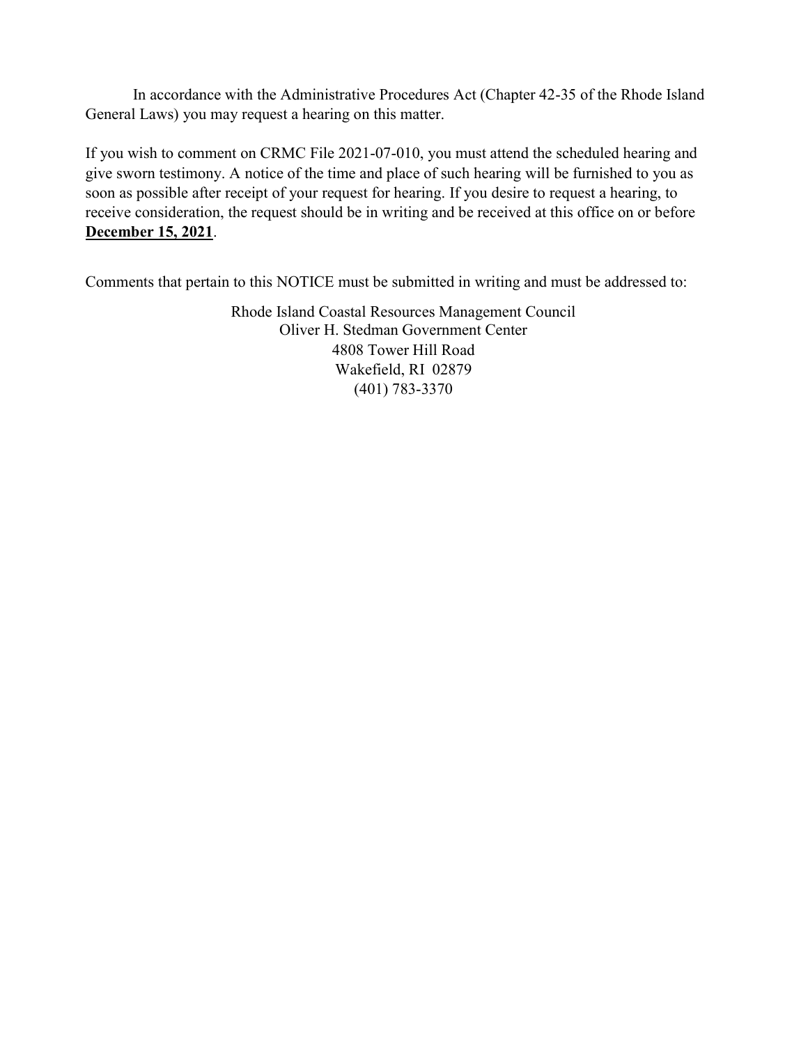In accordance with the Administrative Procedures Act (Chapter 42-35 of the Rhode Island General Laws) you may request a hearing on this matter.

If you wish to comment on CRMC File 2021-07-010, you must attend the scheduled hearing and give sworn testimony. A notice of the time and place of such hearing will be furnished to you as soon as possible after receipt of your request for hearing. If you desire to request a hearing, to receive consideration, the request should be in writing and be received at this office on or before **December 15, 2021**.

Comments that pertain to this NOTICE must be submitted in writing and must be addressed to:

Rhode Island Coastal Resources Management Council
Oliver H. Stedman Government Center
4808 Tower Hill Road
Wakefield, RI 02879
(401) 783-3370